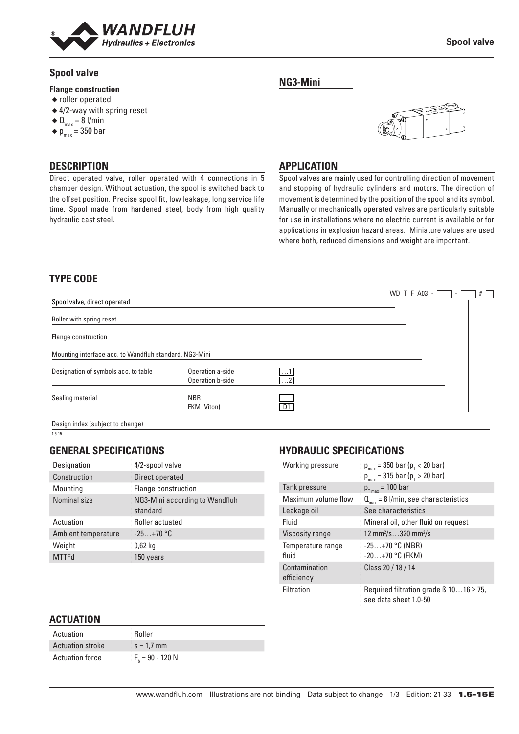# Spool valve

**Flange construction**

- roller operated
- 4/2-way with spring reset
- $Q_{max}$ = 8 l/min
- $p_{max}$ = 350 bar

## NG3-Mini

## DESCRIPTION

Direct operated valve, roller operated with 4 connections in 5 chamber design. Without actuation, the spool is switched back to the offset position. Precise spool fit, low leakage, long service life time. Spool made from hardened steel, body from high quality hydraulic cast steel.

## APPLICATION

Spool valves are mainly used for controlling direction of movement and stopping of hydraulic cylinders and motors. The direction of movement is determined by the position of the spool and its symbol. Manually or mechanically operated valves are particularly suitable for use in installations where no electric current is available or for applications in explosion hazard areas. Miniature values are used where both, reduced dimensions and weight are important.

## TYPE CODE

WD T F A03 - [ ] - [ ] # [ ]

| | | | |
|---|---|---|---|
| Spool valve, direct operated | | | WD |
| Roller with spring reset | | | T |
| Flange construction | | | F |
| Mounting interface acc. to Wandfluh standard, NG3-Mini | | | A03 |
| Designation of symbols acc. to table | Operation a-side | …1 | |
| | Operation b-side | …2 | |
| Sealing material | NBR | | |
| | FKM (Viton) | D1 | |
| Design index (subject to change) | | | # |

1.5-15

## GENERAL SPECIFICATIONS

| | |
|---|---|
| Designation | 4/2-spool valve |
| Construction | Direct operated |
| Mounting | Flange construction |
| Nominal size | NG3-Mini according to Wandfluh standard |
| Actuation | Roller actuated |
| Ambient temperature | -25…+70 °C |
| Weight | 0,62 kg |
| MTTFd | 150 years |

## HYDRAULIC SPECIFICATIONS

| | |
|---|---|
| Working pressure | $p_{max}$ = 350 bar ($p_T$ < 20 bar)<br>$p_{max}$ = 315 bar ($p_T$ > 20 bar) |
| Tank pressure | $p_{T\,max}$ = 100 bar |
| Maximum volume flow | $Q_{max}$ = 8 l/min, see characteristics |
| Leakage oil | See characteristics |
| Fluid | Mineral oil, other fluid on request |
| Viscosity range | 12 mm²/s…320 mm²/s |
| Temperature range fluid | -25…+70 °C (NBR)<br>-20…+70 °C (FKM) |
| Contamination efficiency | Class 20 / 18 / 14 |
| Filtration | Required filtration grade ß 10…16 ≥ 75, see data sheet 1.0-50 |

## ACTUATION

| | |
|---|---|
| Actuation | Roller |
| Actuation stroke | s = 1,7 mm |
| Actuation force | $F_b$ = 90 - 120 N |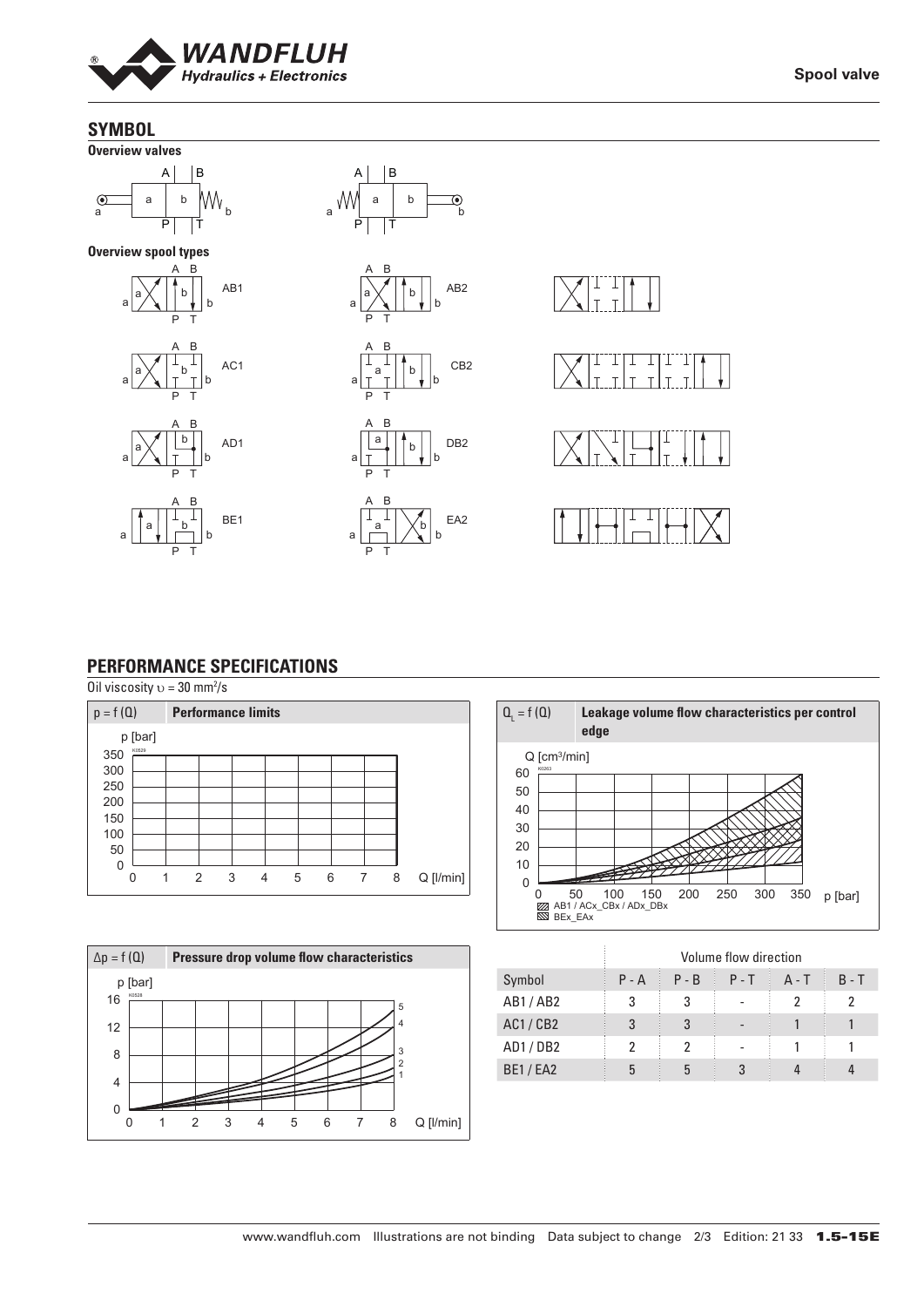## SYMBOL

**Overview valves**

**Overview spool types**

AB1 AB2

AC1 CB2

AD1 DB2

BE1 EA2

## PERFORMANCE SPECIFICATIONS

Oil viscosity $\upsilon$ = 30 mm²/s

$p = f(Q)$ **Performance limits**

$Q_L = f(Q)$ **Leakage volume flow characteristics per control edge**

AB1 / ACx_CBx / ADx_DBx
BEx_EAx

$\Delta p = f(Q)$ **Pressure drop volume flow characteristics**

| | Volume flow direction | | | | |
|---|---|---|---|---|---|
| Symbol | P - A | P - B | P - T | A - T | B - T |
| AB1 / AB2 | 3 | 3 | - | 2 | 2 |
| AC1 / CB2 | 3 | 3 | - | 1 | 1 |
| AD1 / DB2 | 2 | 2 | - | 1 | 1 |
| BE1 / EA2 | 5 | 5 | 3 | 4 | 4 |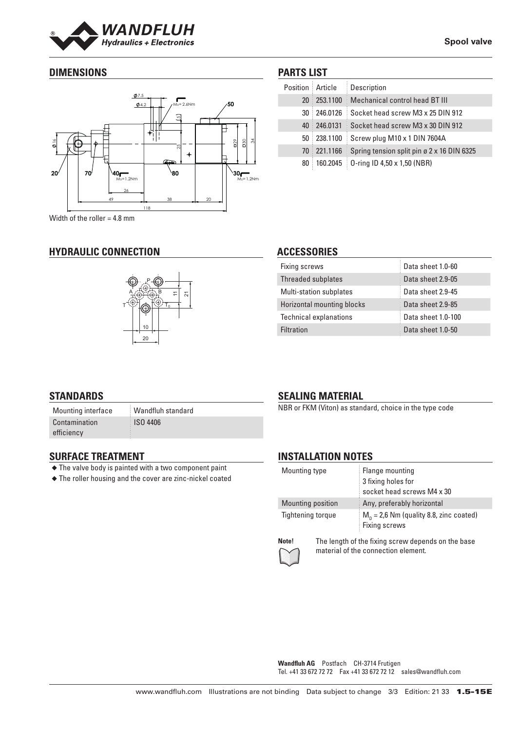## DIMENSIONS

Ø7.5
Ø4.2
$M_D$= 2.6Nm
(5)
50
Ø16
25
□29
□30
34
20
70
40
$M_D$=1.2Nm
80
30
$M_D$=1.2Nm
26
49
38
20
118

Width of the roller = 4.8 mm

## PARTS LIST

| Position | Article | Description |
|---|---|---|
| 20 | 253.1100 | Mechanical control head BT III |
| 30 | 246.0126 | Socket head screw M3 x 25 DIN 912 |
| 40 | 246.0131 | Socket head screw M3 x 30 DIN 912 |
| 50 | 238.1100 | Screw plug M10 x 1 DIN 7604A |
| 70 | 221.1166 | Spring tension split pin ø 2 x 16 DIN 6325 |
| 80 | 160.2045 | O-ring ID 4,50 x 1,50 (NBR) |

## HYDRAULIC CONNECTION

P
A
B
T
$T_0$
11
21
10
20

## ACCESSORIES

| | |
|---|---|
| Fixing screws | Data sheet 1.0-60 |
| Threaded subplates | Data sheet 2.9-05 |
| Multi-station subplates | Data sheet 2.9-45 |
| Horizontal mounting blocks | Data sheet 2.9-85 |
| Technical explanations | Data sheet 1.0-100 |
| Filtration | Data sheet 1.0-50 |

## STANDARDS

| | |
|---|---|
| Mounting interface | Wandfluh standard |
| Contamination efficiency | ISO 4406 |

## SEALING MATERIAL

NBR or FKM (Viton) as standard, choice in the type code

## SURFACE TREATMENT

- The valve body is painted with a two component paint
- The roller housing and the cover are zinc-nickel coated

## INSTALLATION NOTES

| | |
|---|---|
| Mounting type | Flange mounting<br>3 fixing holes for<br>socket head screws M4 x 30 |
| Mounting position | Any, preferably horizontal |
| Tightening torque | $M_D$ = 2,6 Nm (quality 8.8, zinc coated)<br>Fixing screws |

**Note!** The length of the fixing screw depends on the base material of the connection element.

**Wandfluh AG** Postfach CH-3714 Frutigen
Tel. +41 33 672 72 72 Fax +41 33 672 72 12 sales@wandfluh.com